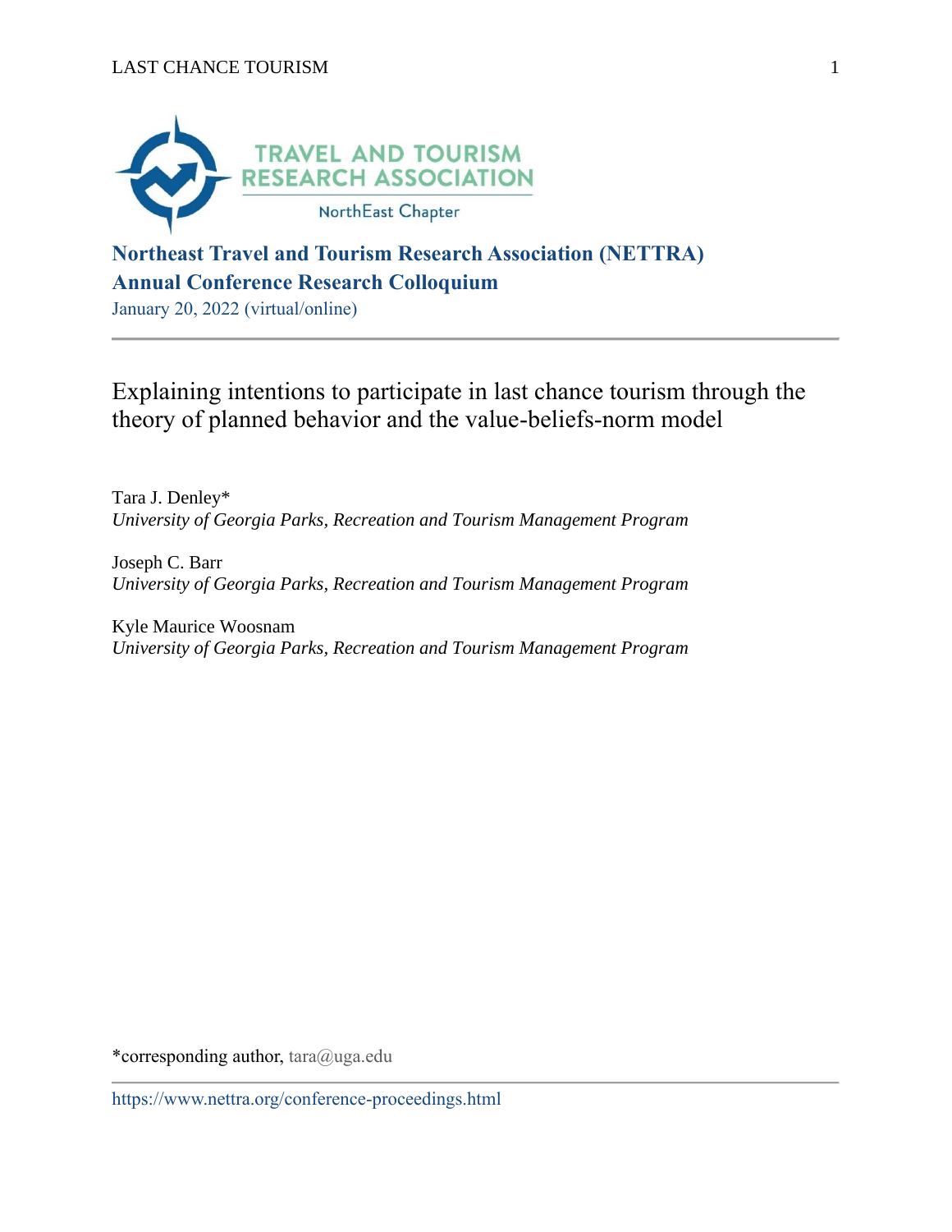TRAVEL AND TOURISM RESEARCH ASSOCIATION

NorthEast Chapter

**Northeast Travel and Tourism Research Association (NETTRA)**
**Annual Conference Research Colloquium**

January 20, 2022 (virtual/online)

---

# Explaining intentions to participate in last chance tourism through the theory of planned behavior and the value-beliefs-norm model

Tara J. Denley*
*University of Georgia Parks, Recreation and Tourism Management Program*

Joseph C. Barr
*University of Georgia Parks, Recreation and Tourism Management Program*

Kyle Maurice Woosnam
*University of Georgia Parks, Recreation and Tourism Management Program*

*corresponding author, tara@uga.edu

---

https://www.nettra.org/conference-proceedings.html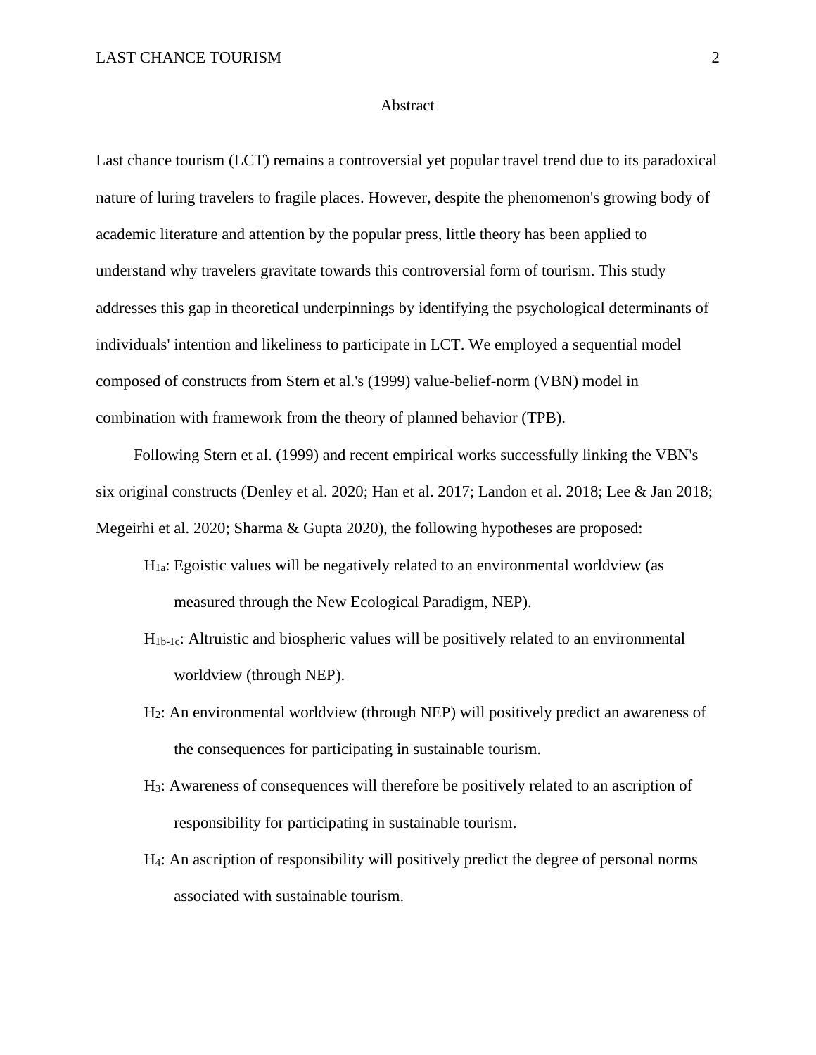## Abstract

Last chance tourism (LCT) remains a controversial yet popular travel trend due to its paradoxical nature of luring travelers to fragile places. However, despite the phenomenon's growing body of academic literature and attention by the popular press, little theory has been applied to understand why travelers gravitate towards this controversial form of tourism. This study addresses this gap in theoretical underpinnings by identifying the psychological determinants of individuals' intention and likeliness to participate in LCT. We employed a sequential model composed of constructs from Stern et al.'s (1999) value-belief-norm (VBN) model in combination with framework from the theory of planned behavior (TPB).

Following Stern et al. (1999) and recent empirical works successfully linking the VBN's six original constructs (Denley et al. 2020; Han et al. 2017; Landon et al. 2018; Lee & Jan 2018; Megeirhi et al. 2020; Sharma & Gupta 2020), the following hypotheses are proposed:

- $H_{1a}$: Egoistic values will be negatively related to an environmental worldview (as measured through the New Ecological Paradigm, NEP).
- $H_{1b\text{-}1c}$: Altruistic and biospheric values will be positively related to an environmental worldview (through NEP).
- $H_2$: An environmental worldview (through NEP) will positively predict an awareness of the consequences for participating in sustainable tourism.
- $H_3$: Awareness of consequences will therefore be positively related to an ascription of responsibility for participating in sustainable tourism.
- $H_4$: An ascription of responsibility will positively predict the degree of personal norms associated with sustainable tourism.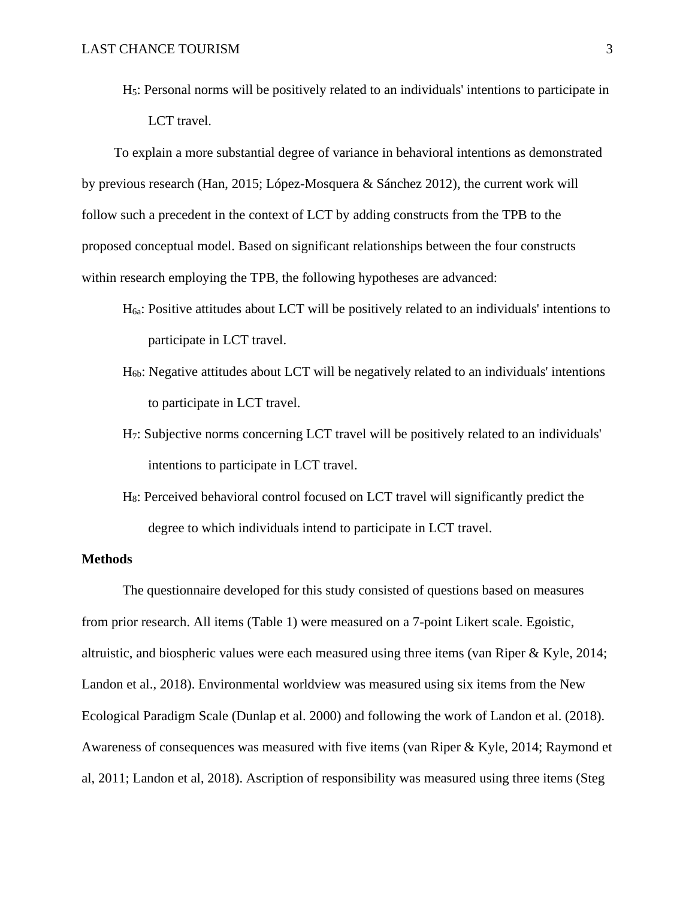$H_5$: Personal norms will be positively related to an individuals' intentions to participate in LCT travel.

To explain a more substantial degree of variance in behavioral intentions as demonstrated by previous research (Han, 2015; López-Mosquera & Sánchez 2012), the current work will follow such a precedent in the context of LCT by adding constructs from the TPB to the proposed conceptual model. Based on significant relationships between the four constructs within research employing the TPB, the following hypotheses are advanced:

$H_{6a}$: Positive attitudes about LCT will be positively related to an individuals' intentions to participate in LCT travel.

$H_{6b}$: Negative attitudes about LCT will be negatively related to an individuals' intentions to participate in LCT travel.

$H_7$: Subjective norms concerning LCT travel will be positively related to an individuals' intentions to participate in LCT travel.

$H_8$: Perceived behavioral control focused on LCT travel will significantly predict the degree to which individuals intend to participate in LCT travel.

**Methods**

The questionnaire developed for this study consisted of questions based on measures from prior research. All items (Table 1) were measured on a 7-point Likert scale. Egoistic, altruistic, and biospheric values were each measured using three items (van Riper & Kyle, 2014; Landon et al., 2018). Environmental worldview was measured using six items from the New Ecological Paradigm Scale (Dunlap et al. 2000) and following the work of Landon et al. (2018). Awareness of consequences was measured with five items (van Riper & Kyle, 2014; Raymond et al, 2011; Landon et al, 2018). Ascription of responsibility was measured using three items (Steg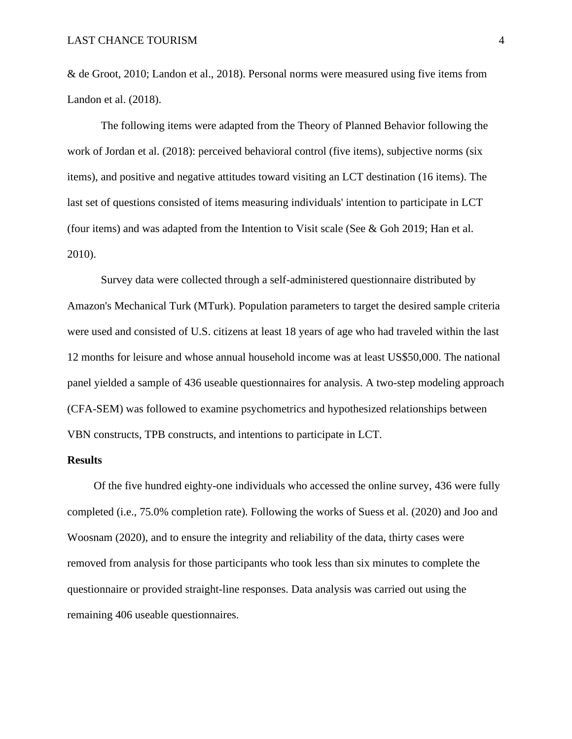& de Groot, 2010; Landon et al., 2018). Personal norms were measured using five items from Landon et al. (2018).

The following items were adapted from the Theory of Planned Behavior following the work of Jordan et al. (2018): perceived behavioral control (five items), subjective norms (six items), and positive and negative attitudes toward visiting an LCT destination (16 items). The last set of questions consisted of items measuring individuals' intention to participate in LCT (four items) and was adapted from the Intention to Visit scale (See & Goh 2019; Han et al. 2010).

Survey data were collected through a self-administered questionnaire distributed by Amazon's Mechanical Turk (MTurk). Population parameters to target the desired sample criteria were used and consisted of U.S. citizens at least 18 years of age who had traveled within the last 12 months for leisure and whose annual household income was at least US$50,000. The national panel yielded a sample of 436 useable questionnaires for analysis. A two-step modeling approach (CFA-SEM) was followed to examine psychometrics and hypothesized relationships between VBN constructs, TPB constructs, and intentions to participate in LCT.

**Results**

Of the five hundred eighty-one individuals who accessed the online survey, 436 were fully completed (i.e., 75.0% completion rate). Following the works of Suess et al. (2020) and Joo and Woosnam (2020), and to ensure the integrity and reliability of the data, thirty cases were removed from analysis for those participants who took less than six minutes to complete the questionnaire or provided straight-line responses. Data analysis was carried out using the remaining 406 useable questionnaires.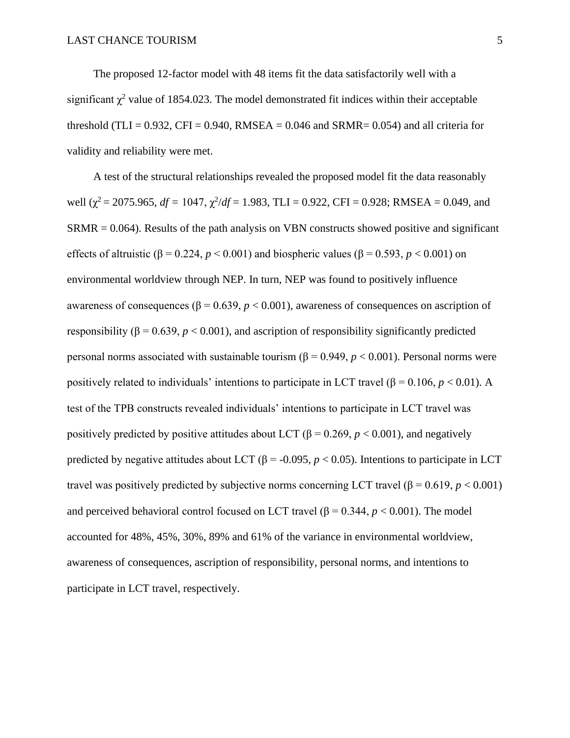The proposed 12-factor model with 48 items fit the data satisfactorily well with a significant $\chi^2$ value of 1854.023. The model demonstrated fit indices within their acceptable threshold (TLI = 0.932, CFI = 0.940, RMSEA = 0.046 and SRMR= 0.054) and all criteria for validity and reliability were met.

A test of the structural relationships revealed the proposed model fit the data reasonably well ($\chi^2 = 2075.965$, $df = 1047$, $\chi^2/df = 1.983$, TLI = 0.922, CFI = 0.928; RMSEA = 0.049, and SRMR = 0.064). Results of the path analysis on VBN constructs showed positive and significant effects of altruistic ($\beta = 0.224$, $p < 0.001$) and biospheric values ($\beta = 0.593$, $p < 0.001$) on environmental worldview through NEP. In turn, NEP was found to positively influence awareness of consequences ($\beta = 0.639$, $p < 0.001$), awareness of consequences on ascription of responsibility ($\beta = 0.639$, $p < 0.001$), and ascription of responsibility significantly predicted personal norms associated with sustainable tourism ($\beta = 0.949$, $p < 0.001$). Personal norms were positively related to individuals' intentions to participate in LCT travel ($\beta = 0.106$, $p < 0.01$). A test of the TPB constructs revealed individuals' intentions to participate in LCT travel was positively predicted by positive attitudes about LCT ($\beta = 0.269$, $p < 0.001$), and negatively predicted by negative attitudes about LCT ($\beta = -0.095$, $p < 0.05$). Intentions to participate in LCT travel was positively predicted by subjective norms concerning LCT travel ($\beta = 0.619$, $p < 0.001$) and perceived behavioral control focused on LCT travel ($\beta = 0.344$, $p < 0.001$). The model accounted for 48%, 45%, 30%, 89% and 61% of the variance in environmental worldview, awareness of consequences, ascription of responsibility, personal norms, and intentions to participate in LCT travel, respectively.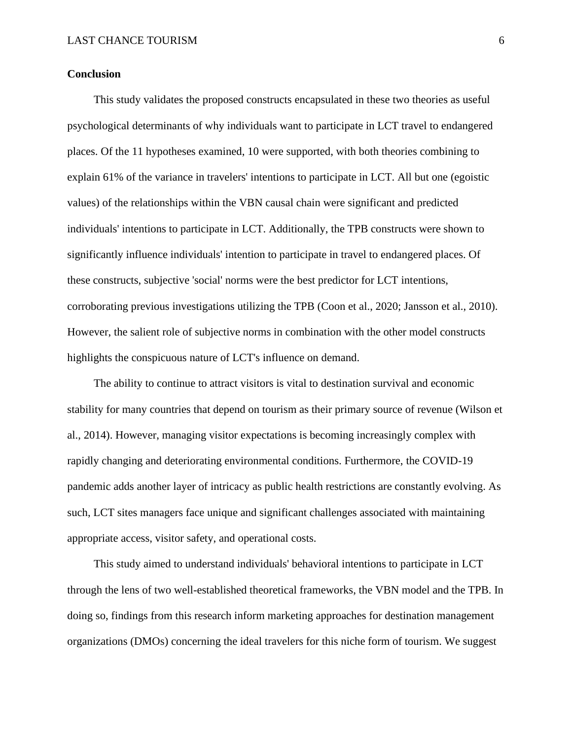**Conclusion**

This study validates the proposed constructs encapsulated in these two theories as useful psychological determinants of why individuals want to participate in LCT travel to endangered places. Of the 11 hypotheses examined, 10 were supported, with both theories combining to explain 61% of the variance in travelers' intentions to participate in LCT. All but one (egoistic values) of the relationships within the VBN causal chain were significant and predicted individuals' intentions to participate in LCT. Additionally, the TPB constructs were shown to significantly influence individuals' intention to participate in travel to endangered places. Of these constructs, subjective 'social' norms were the best predictor for LCT intentions, corroborating previous investigations utilizing the TPB (Coon et al., 2020; Jansson et al., 2010). However, the salient role of subjective norms in combination with the other model constructs highlights the conspicuous nature of LCT's influence on demand.

The ability to continue to attract visitors is vital to destination survival and economic stability for many countries that depend on tourism as their primary source of revenue (Wilson et al., 2014). However, managing visitor expectations is becoming increasingly complex with rapidly changing and deteriorating environmental conditions. Furthermore, the COVID-19 pandemic adds another layer of intricacy as public health restrictions are constantly evolving. As such, LCT sites managers face unique and significant challenges associated with maintaining appropriate access, visitor safety, and operational costs.

This study aimed to understand individuals' behavioral intentions to participate in LCT through the lens of two well-established theoretical frameworks, the VBN model and the TPB. In doing so, findings from this research inform marketing approaches for destination management organizations (DMOs) concerning the ideal travelers for this niche form of tourism. We suggest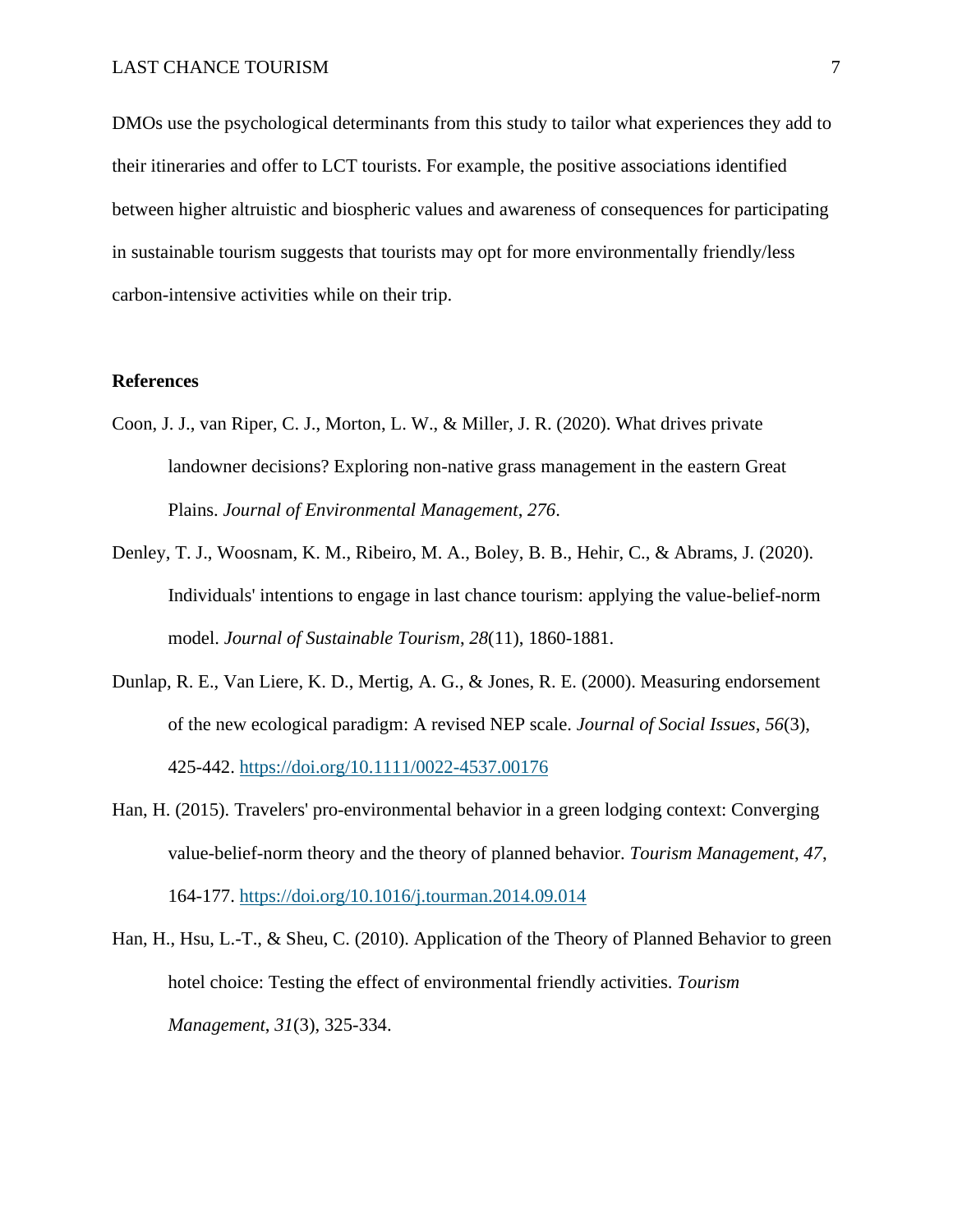DMOs use the psychological determinants from this study to tailor what experiences they add to their itineraries and offer to LCT tourists. For example, the positive associations identified between higher altruistic and biospheric values and awareness of consequences for participating in sustainable tourism suggests that tourists may opt for more environmentally friendly/less carbon-intensive activities while on their trip.

**References**

Coon, J. J., van Riper, C. J., Morton, L. W., & Miller, J. R. (2020). What drives private landowner decisions? Exploring non-native grass management in the eastern Great Plains. *Journal of Environmental Management*, *276*.

Denley, T. J., Woosnam, K. M., Ribeiro, M. A., Boley, B. B., Hehir, C., & Abrams, J. (2020). Individuals' intentions to engage in last chance tourism: applying the value-belief-norm model. *Journal of Sustainable Tourism*, *28*(11), 1860-1881.

Dunlap, R. E., Van Liere, K. D., Mertig, A. G., & Jones, R. E. (2000). Measuring endorsement of the new ecological paradigm: A revised NEP scale. *Journal of Social Issues*, *56*(3), 425-442. https://doi.org/10.1111/0022-4537.00176

Han, H. (2015). Travelers' pro-environmental behavior in a green lodging context: Converging value-belief-norm theory and the theory of planned behavior. *Tourism Management*, *47*, 164-177. https://doi.org/10.1016/j.tourman.2014.09.014

Han, H., Hsu, L.-T., & Sheu, C. (2010). Application of the Theory of Planned Behavior to green hotel choice: Testing the effect of environmental friendly activities. *Tourism Management*, *31*(3), 325-334.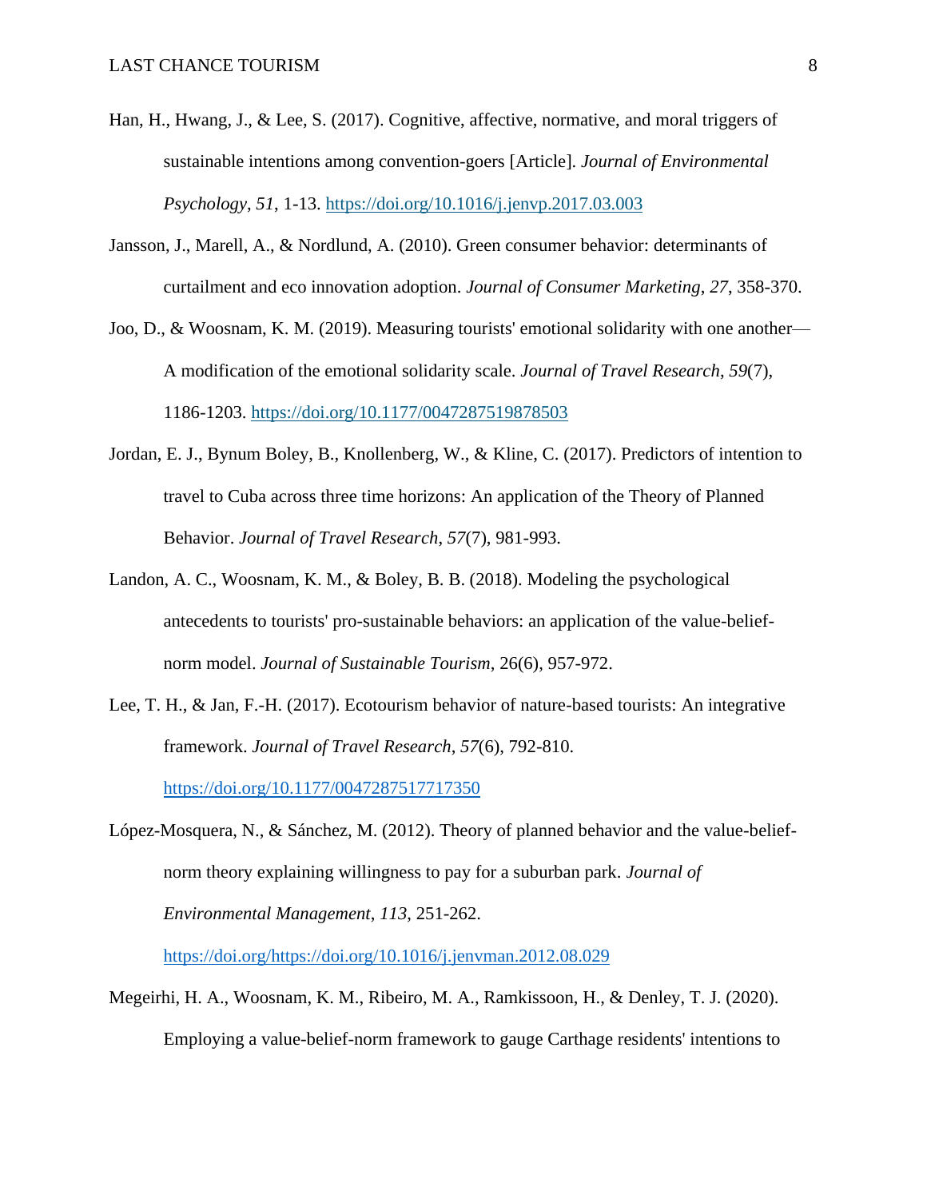Han, H., Hwang, J., & Lee, S. (2017). Cognitive, affective, normative, and moral triggers of sustainable intentions among convention-goers [Article]. *Journal of Environmental Psychology*, *51*, 1-13. https://doi.org/10.1016/j.jenvp.2017.03.003

Jansson, J., Marell, A., & Nordlund, A. (2010). Green consumer behavior: determinants of curtailment and eco innovation adoption. *Journal of Consumer Marketing*, *27*, 358-370.

Joo, D., & Woosnam, K. M. (2019). Measuring tourists' emotional solidarity with one another—A modification of the emotional solidarity scale. *Journal of Travel Research*, *59*(7), 1186-1203. https://doi.org/10.1177/0047287519878503

Jordan, E. J., Bynum Boley, B., Knollenberg, W., & Kline, C. (2017). Predictors of intention to travel to Cuba across three time horizons: An application of the Theory of Planned Behavior. *Journal of Travel Research*, *57*(7), 981-993.

Landon, A. C., Woosnam, K. M., & Boley, B. B. (2018). Modeling the psychological antecedents to tourists' pro-sustainable behaviors: an application of the value-belief-norm model. *Journal of Sustainable Tourism*, 26(6), 957-972.

Lee, T. H., & Jan, F.-H. (2017). Ecotourism behavior of nature-based tourists: An integrative framework. *Journal of Travel Research*, *57*(6), 792-810. https://doi.org/10.1177/0047287517717350

López-Mosquera, N., & Sánchez, M. (2012). Theory of planned behavior and the value-belief-norm theory explaining willingness to pay for a suburban park. *Journal of Environmental Management*, *113*, 251-262. https://doi.org/https://doi.org/10.1016/j.jenvman.2012.08.029

Megeirhi, H. A., Woosnam, K. M., Ribeiro, M. A., Ramkissoon, H., & Denley, T. J. (2020). Employing a value-belief-norm framework to gauge Carthage residents' intentions to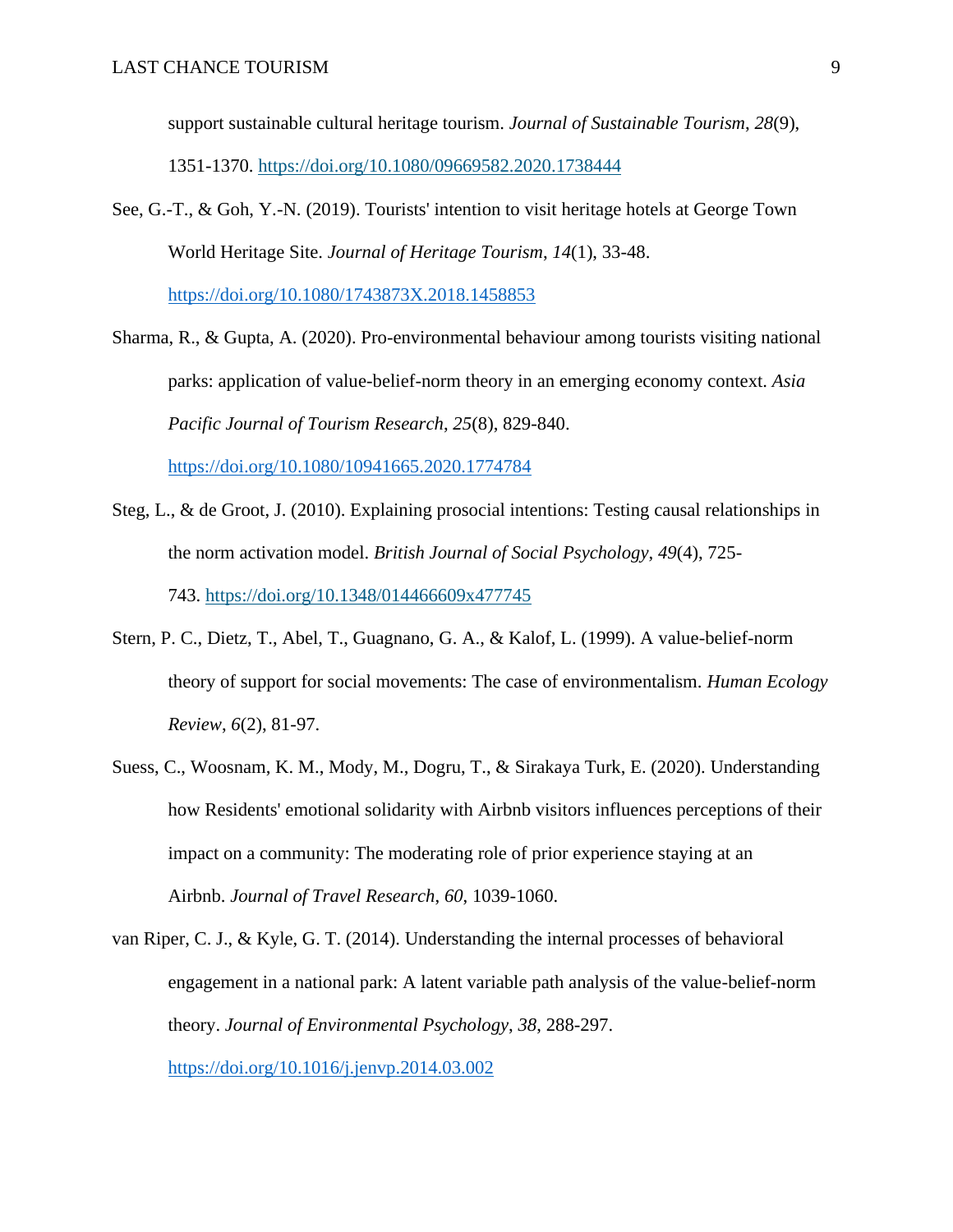support sustainable cultural heritage tourism. *Journal of Sustainable Tourism*, *28*(9), 1351-1370. https://doi.org/10.1080/09669582.2020.1738444

See, G.-T., & Goh, Y.-N. (2019). Tourists' intention to visit heritage hotels at George Town World Heritage Site. *Journal of Heritage Tourism*, *14*(1), 33-48. https://doi.org/10.1080/1743873X.2018.1458853

Sharma, R., & Gupta, A. (2020). Pro-environmental behaviour among tourists visiting national parks: application of value-belief-norm theory in an emerging economy context. *Asia Pacific Journal of Tourism Research*, *25*(8), 829-840. https://doi.org/10.1080/10941665.2020.1774784

Steg, L., & de Groot, J. (2010). Explaining prosocial intentions: Testing causal relationships in the norm activation model. *British Journal of Social Psychology*, *49*(4), 725-743. https://doi.org/10.1348/014466609x477745

Stern, P. C., Dietz, T., Abel, T., Guagnano, G. A., & Kalof, L. (1999). A value-belief-norm theory of support for social movements: The case of environmentalism. *Human Ecology Review*, *6*(2), 81-97.

Suess, C., Woosnam, K. M., Mody, M., Dogru, T., & Sirakaya Turk, E. (2020). Understanding how Residents' emotional solidarity with Airbnb visitors influences perceptions of their impact on a community: The moderating role of prior experience staying at an Airbnb. *Journal of Travel Research*, *60*, 1039-1060.

van Riper, C. J., & Kyle, G. T. (2014). Understanding the internal processes of behavioral engagement in a national park: A latent variable path analysis of the value-belief-norm theory. *Journal of Environmental Psychology*, *38*, 288-297. https://doi.org/10.1016/j.jenvp.2014.03.002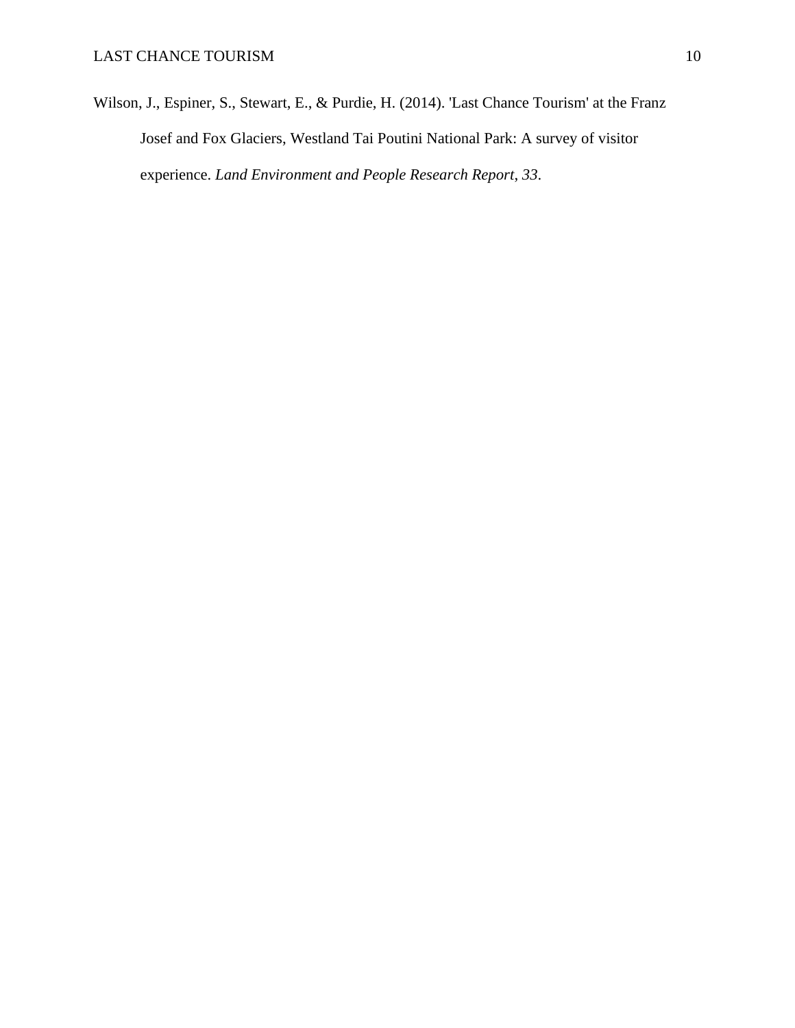Wilson, J., Espiner, S., Stewart, E., & Purdie, H. (2014). 'Last Chance Tourism' at the Franz Josef and Fox Glaciers, Westland Tai Poutini National Park: A survey of visitor experience. *Land Environment and People Research Report*, *33*.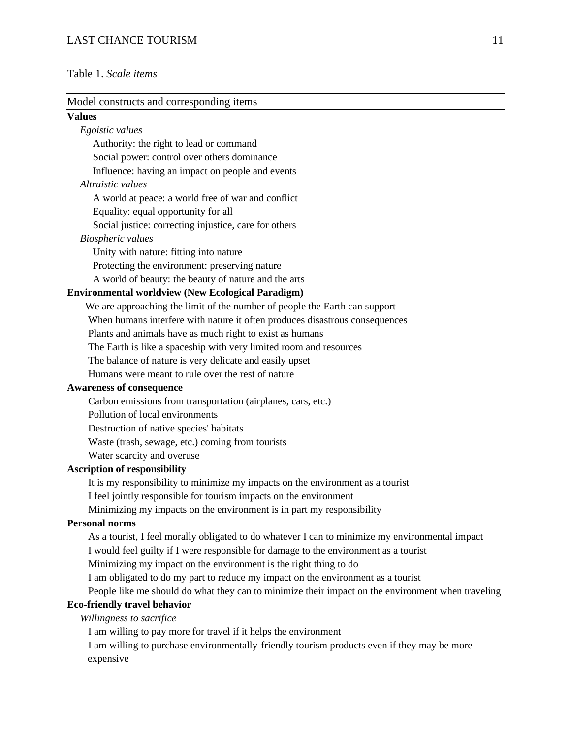Table 1. *Scale items*

| Model constructs and corresponding items |
|---|
| **Values** |
| *Egoistic values* |
| Authority: the right to lead or command |
| Social power: control over others dominance |
| Influence: having an impact on people and events |
| *Altruistic values* |
| A world at peace: a world free of war and conflict |
| Equality: equal opportunity for all |
| Social justice: correcting injustice, care for others |
| *Biospheric values* |
| Unity with nature: fitting into nature |
| Protecting the environment: preserving nature |
| A world of beauty: the beauty of nature and the arts |
| **Environmental worldview (New Ecological Paradigm)** |
| We are approaching the limit of the number of people the Earth can support |
| When humans interfere with nature it often produces disastrous consequences |
| Plants and animals have as much right to exist as humans |
| The Earth is like a spaceship with very limited room and resources |
| The balance of nature is very delicate and easily upset |
| Humans were meant to rule over the rest of nature |
| **Awareness of consequence** |
| Carbon emissions from transportation (airplanes, cars, etc.) |
| Pollution of local environments |
| Destruction of native species' habitats |
| Waste (trash, sewage, etc.) coming from tourists |
| Water scarcity and overuse |
| **Ascription of responsibility** |
| It is my responsibility to minimize my impacts on the environment as a tourist |
| I feel jointly responsible for tourism impacts on the environment |
| Minimizing my impacts on the environment is in part my responsibility |
| **Personal norms** |
| As a tourist, I feel morally obligated to do whatever I can to minimize my environmental impact |
| I would feel guilty if I were responsible for damage to the environment as a tourist |
| Minimizing my impact on the environment is the right thing to do |
| I am obligated to do my part to reduce my impact on the environment as a tourist |
| People like me should do what they can to minimize their impact on the environment when traveling |
| **Eco-friendly travel behavior** |
| *Willingness to sacrifice* |
| I am willing to pay more for travel if it helps the environment |
| I am willing to purchase environmentally-friendly tourism products even if they may be more expensive |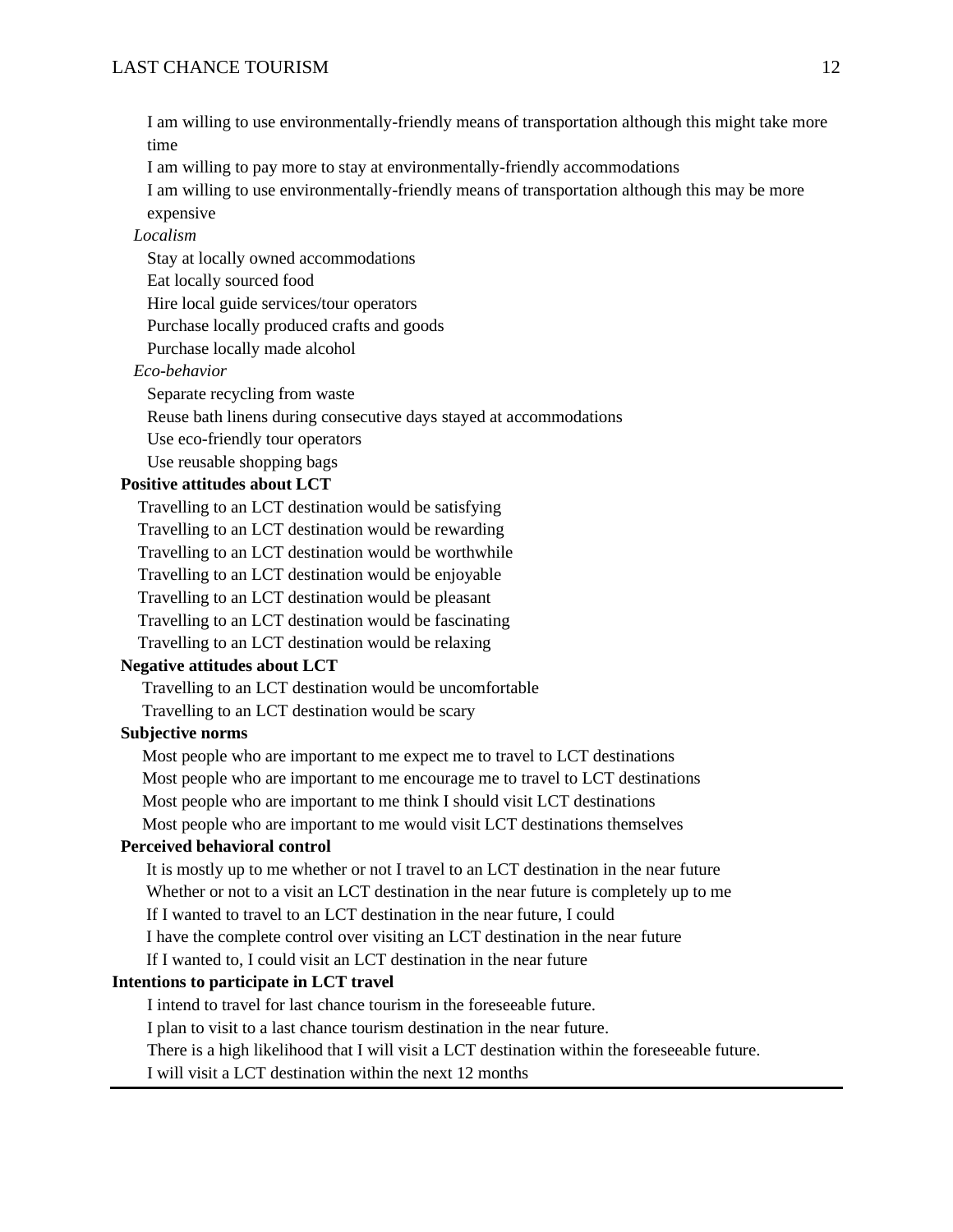I am willing to use environmentally-friendly means of transportation although this might take more time

I am willing to pay more to stay at environmentally-friendly accommodations

I am willing to use environmentally-friendly means of transportation although this may be more expensive

*Localism*

Stay at locally owned accommodations

Eat locally sourced food

Hire local guide services/tour operators

Purchase locally produced crafts and goods

Purchase locally made alcohol

*Eco-behavior*

Separate recycling from waste

Reuse bath linens during consecutive days stayed at accommodations

Use eco-friendly tour operators

Use reusable shopping bags

**Positive attitudes about LCT**

Travelling to an LCT destination would be satisfying

Travelling to an LCT destination would be rewarding

Travelling to an LCT destination would be worthwhile

Travelling to an LCT destination would be enjoyable

Travelling to an LCT destination would be pleasant

Travelling to an LCT destination would be fascinating

Travelling to an LCT destination would be relaxing

**Negative attitudes about LCT**

Travelling to an LCT destination would be uncomfortable

Travelling to an LCT destination would be scary

**Subjective norms**

Most people who are important to me expect me to travel to LCT destinations

Most people who are important to me encourage me to travel to LCT destinations

Most people who are important to me think I should visit LCT destinations

Most people who are important to me would visit LCT destinations themselves

**Perceived behavioral control**

It is mostly up to me whether or not I travel to an LCT destination in the near future

Whether or not to a visit an LCT destination in the near future is completely up to me

If I wanted to travel to an LCT destination in the near future, I could

I have the complete control over visiting an LCT destination in the near future

If I wanted to, I could visit an LCT destination in the near future

**Intentions to participate in LCT travel**

I intend to travel for last chance tourism in the foreseeable future.

I plan to visit to a last chance tourism destination in the near future.

There is a high likelihood that I will visit a LCT destination within the foreseeable future.

I will visit a LCT destination within the next 12 months